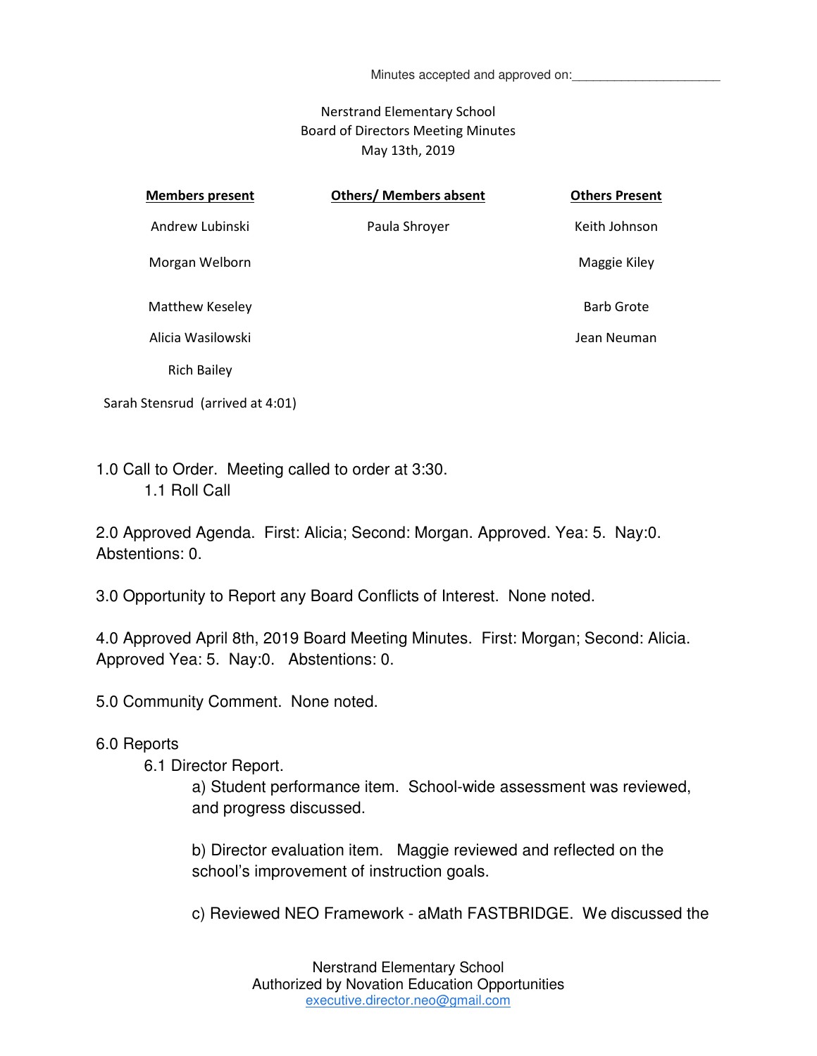Minutes accepted and approved on:_____________________

# Nerstrand Elementary School
## Board of Directors Meeting Minutes
### May 13th, 2019

| Members present | Others/ Members absent | Others Present |
|---|---|---|
| Andrew Lubinski | Paula Shroyer | Keith Johnson |
| Morgan Welborn | | Maggie Kiley |
| Matthew Keseley | | Barb Grote |
| Alicia Wasilowski | | Jean Neuman |
| Rich Bailey | | |
| Sarah Stensrud (arrived at 4:01) | | |

1.0 Call to Order. Meeting called to order at 3:30.

- 1.1 Roll Call

2.0 Approved Agenda. First: Alicia; Second: Morgan. Approved. Yea: 5. Nay:0. Abstentions: 0.

3.0 Opportunity to Report any Board Conflicts of Interest. None noted.

4.0 Approved April 8th, 2019 Board Meeting Minutes. First: Morgan; Second: Alicia. Approved Yea: 5. Nay:0. Abstentions: 0.

5.0 Community Comment. None noted.

6.0 Reports

- 6.1 Director Report.
  - a) Student performance item. School-wide assessment was reviewed, and progress discussed.
  - b) Director evaluation item. Maggie reviewed and reflected on the school's improvement of instruction goals.
  - c) Reviewed NEO Framework - aMath FASTBRIDGE. We discussed the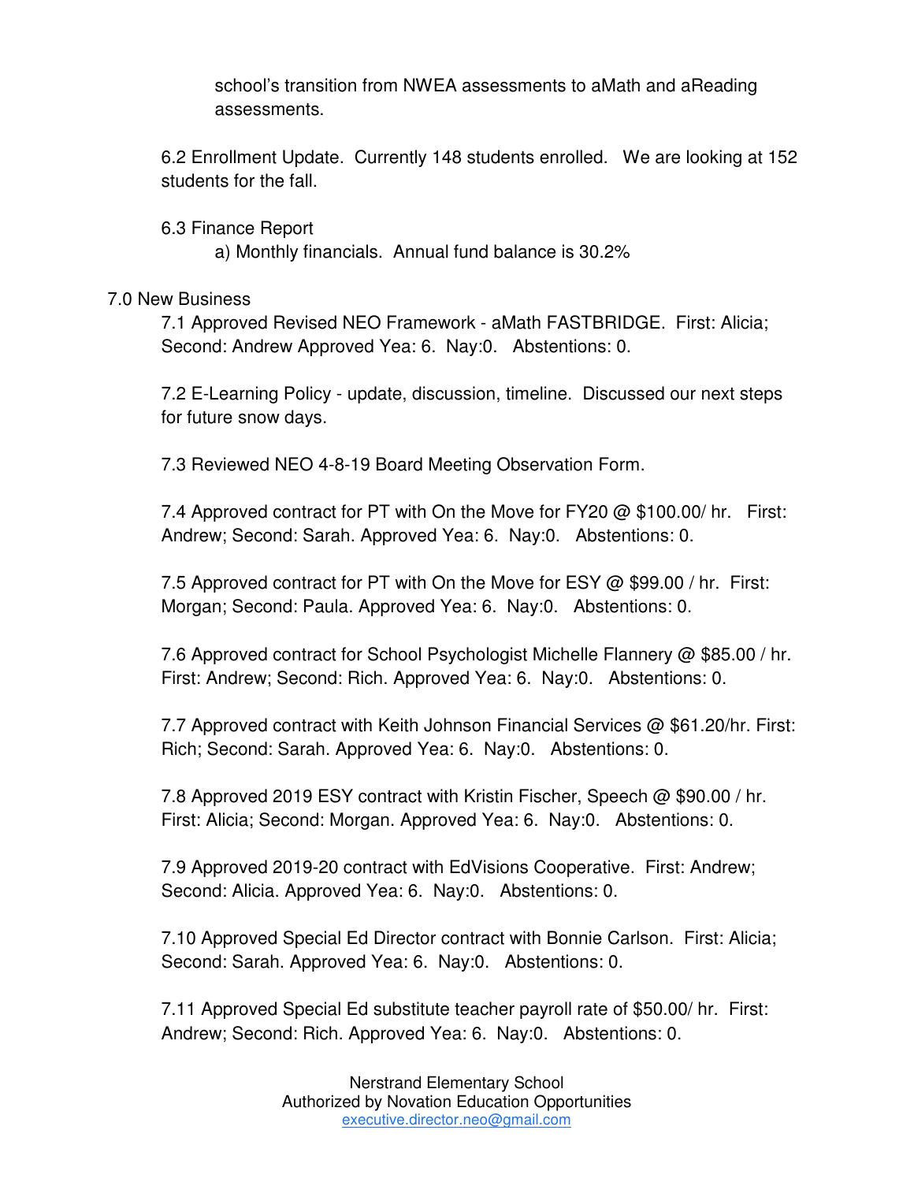school's transition from NWEA assessments to aMath and aReading assessments.

6.2 Enrollment Update. Currently 148 students enrolled. We are looking at 152 students for the fall.

6.3 Finance Report

a) Monthly financials. Annual fund balance is 30.2%

7.0 New Business

7.1 Approved Revised NEO Framework - aMath FASTBRIDGE. First: Alicia; Second: Andrew Approved Yea: 6. Nay:0. Abstentions: 0.

7.2 E-Learning Policy - update, discussion, timeline. Discussed our next steps for future snow days.

7.3 Reviewed NEO 4-8-19 Board Meeting Observation Form.

7.4 Approved contract for PT with On the Move for FY20 @ $100.00/ hr. First: Andrew; Second: Sarah. Approved Yea: 6. Nay:0. Abstentions: 0.

7.5 Approved contract for PT with On the Move for ESY @ $99.00 / hr. First: Morgan; Second: Paula. Approved Yea: 6. Nay:0. Abstentions: 0.

7.6 Approved contract for School Psychologist Michelle Flannery @ $85.00 / hr. First: Andrew; Second: Rich. Approved Yea: 6. Nay:0. Abstentions: 0.

7.7 Approved contract with Keith Johnson Financial Services @ $61.20/hr. First: Rich; Second: Sarah. Approved Yea: 6. Nay:0. Abstentions: 0.

7.8 Approved 2019 ESY contract with Kristin Fischer, Speech @ $90.00 / hr. First: Alicia; Second: Morgan. Approved Yea: 6. Nay:0. Abstentions: 0.

7.9 Approved 2019-20 contract with EdVisions Cooperative. First: Andrew; Second: Alicia. Approved Yea: 6. Nay:0. Abstentions: 0.

7.10 Approved Special Ed Director contract with Bonnie Carlson. First: Alicia; Second: Sarah. Approved Yea: 6. Nay:0. Abstentions: 0.

7.11 Approved Special Ed substitute teacher payroll rate of $50.00/ hr. First: Andrew; Second: Rich. Approved Yea: 6. Nay:0. Abstentions: 0.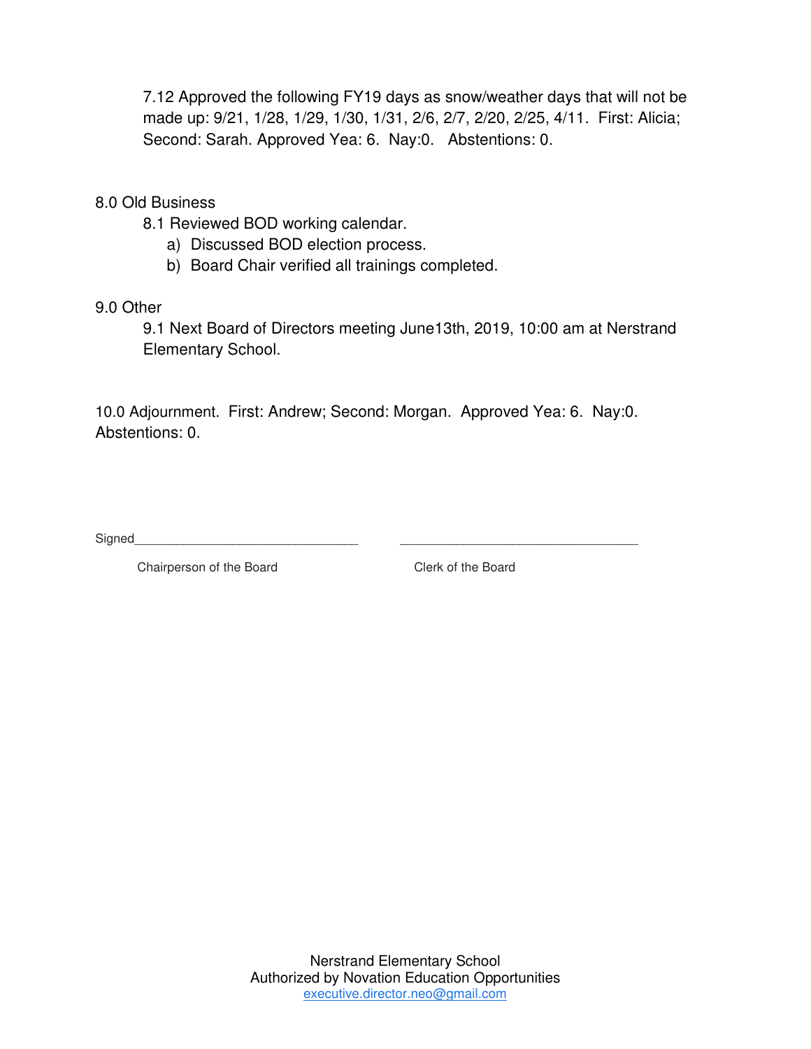7.12 Approved the following FY19 days as snow/weather days that will not be made up: 9/21, 1/28, 1/29, 1/30, 1/31, 2/6, 2/7, 2/20, 2/25, 4/11. First: Alicia; Second: Sarah. Approved Yea: 6. Nay:0. Abstentions: 0.

8.0 Old Business

8.1 Reviewed BOD working calendar.

a) Discussed BOD election process.
b) Board Chair verified all trainings completed.

9.0 Other

9.1 Next Board of Directors meeting June13th, 2019, 10:00 am at Nerstrand Elementary School.

10.0 Adjournment. First: Andrew; Second: Morgan. Approved Yea: 6. Nay:0. Abstentions: 0.

Signed_______________________________ _________________________________

Chairperson of the Board Clerk of the Board

Nerstrand Elementary School
Authorized by Novation Education Opportunities
executive.director.neo@gmail.com